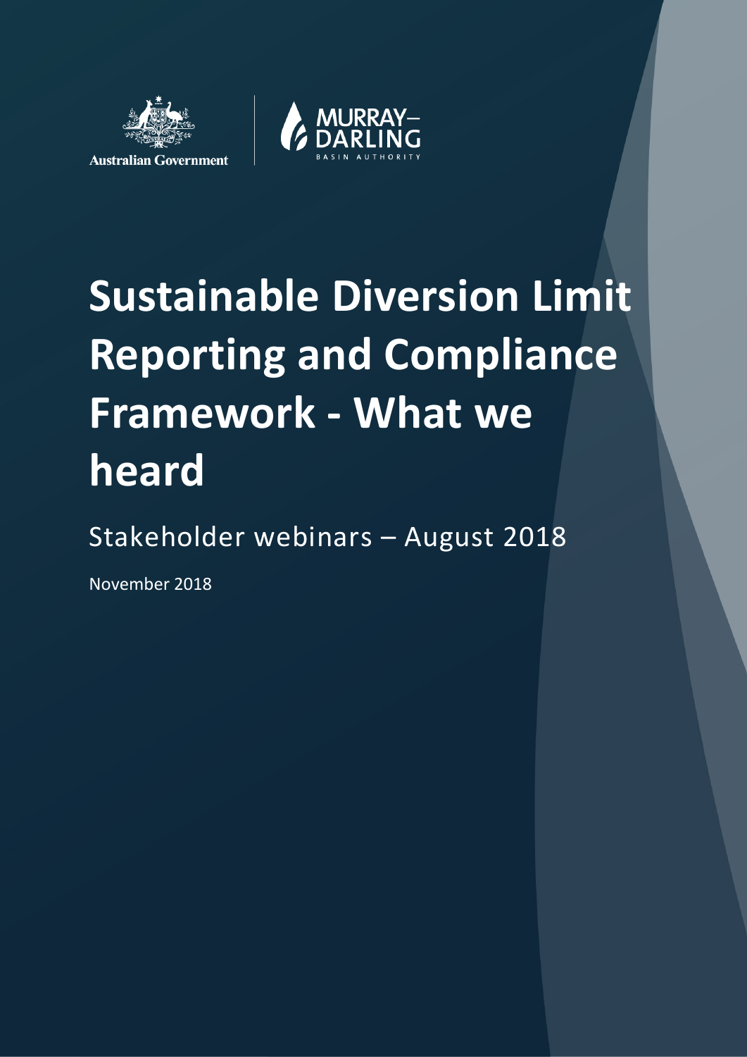Australian Government

MURRAY–DARLING BASIN AUTHORITY

# Sustainable Diversion Limit Reporting and Compliance Framework - What we heard

Stakeholder webinars – August 2018

November 2018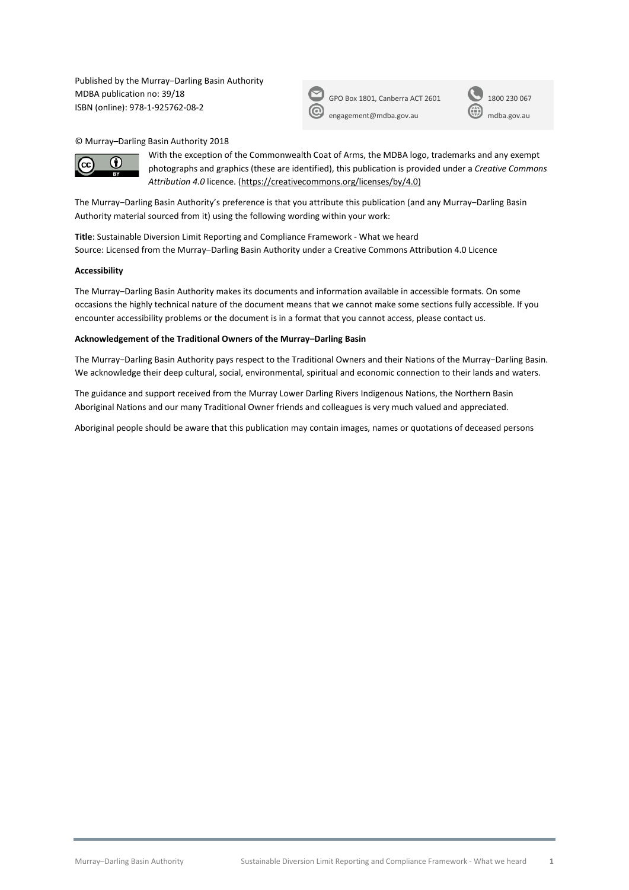Published by the Murray–Darling Basin Authority
MDBA publication no: 39/18
ISBN (online): 978-1-925762-08-2

GPO Box 1801, Canberra ACT 2601
1800 230 067
engagement@mdba.gov.au
mdba.gov.au

© Murray–Darling Basin Authority 2018

With the exception of the Commonwealth Coat of Arms, the MDBA logo, trademarks and any exempt photographs and graphics (these are identified), this publication is provided under a *Creative Commons Attribution 4.0* licence. (https://creativecommons.org/licenses/by/4.0)

The Murray–Darling Basin Authority's preference is that you attribute this publication (and any Murray–Darling Basin Authority material sourced from it) using the following wording within your work:

**Title**: Sustainable Diversion Limit Reporting and Compliance Framework - What we heard
Source: Licensed from the Murray–Darling Basin Authority under a Creative Commons Attribution 4.0 Licence

**Accessibility**

The Murray–Darling Basin Authority makes its documents and information available in accessible formats. On some occasions the highly technical nature of the document means that we cannot make some sections fully accessible. If you encounter accessibility problems or the document is in a format that you cannot access, please contact us.

**Acknowledgement of the Traditional Owners of the Murray–Darling Basin**

The Murray−Darling Basin Authority pays respect to the Traditional Owners and their Nations of the Murray−Darling Basin. We acknowledge their deep cultural, social, environmental, spiritual and economic connection to their lands and waters.

The guidance and support received from the Murray Lower Darling Rivers Indigenous Nations, the Northern Basin Aboriginal Nations and our many Traditional Owner friends and colleagues is very much valued and appreciated.

Aboriginal people should be aware that this publication may contain images, names or quotations of deceased persons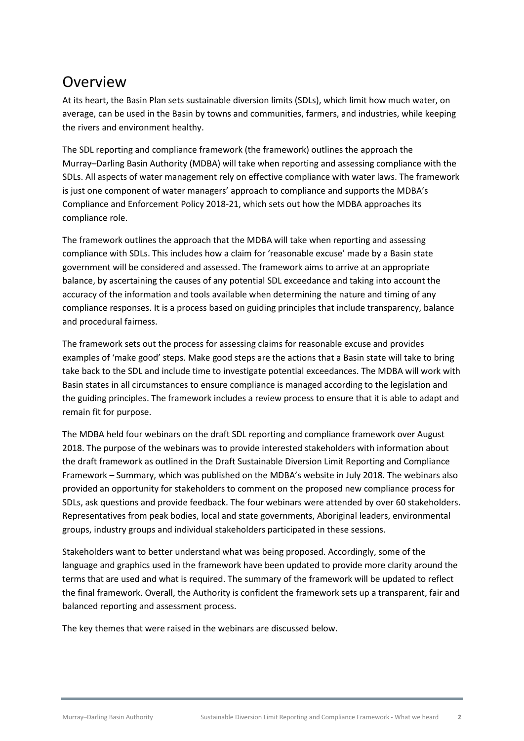# Overview

At its heart, the Basin Plan sets sustainable diversion limits (SDLs), which limit how much water, on average, can be used in the Basin by towns and communities, farmers, and industries, while keeping the rivers and environment healthy.

The SDL reporting and compliance framework (the framework) outlines the approach the Murray–Darling Basin Authority (MDBA) will take when reporting and assessing compliance with the SDLs. All aspects of water management rely on effective compliance with water laws. The framework is just one component of water managers' approach to compliance and supports the MDBA's Compliance and Enforcement Policy 2018-21, which sets out how the MDBA approaches its compliance role.

The framework outlines the approach that the MDBA will take when reporting and assessing compliance with SDLs. This includes how a claim for 'reasonable excuse' made by a Basin state government will be considered and assessed. The framework aims to arrive at an appropriate balance, by ascertaining the causes of any potential SDL exceedance and taking into account the accuracy of the information and tools available when determining the nature and timing of any compliance responses. It is a process based on guiding principles that include transparency, balance and procedural fairness.

The framework sets out the process for assessing claims for reasonable excuse and provides examples of 'make good' steps. Make good steps are the actions that a Basin state will take to bring take back to the SDL and include time to investigate potential exceedances. The MDBA will work with Basin states in all circumstances to ensure compliance is managed according to the legislation and the guiding principles. The framework includes a review process to ensure that it is able to adapt and remain fit for purpose.

The MDBA held four webinars on the draft SDL reporting and compliance framework over August 2018. The purpose of the webinars was to provide interested stakeholders with information about the draft framework as outlined in the Draft Sustainable Diversion Limit Reporting and Compliance Framework – Summary, which was published on the MDBA's website in July 2018. The webinars also provided an opportunity for stakeholders to comment on the proposed new compliance process for SDLs, ask questions and provide feedback. The four webinars were attended by over 60 stakeholders. Representatives from peak bodies, local and state governments, Aboriginal leaders, environmental groups, industry groups and individual stakeholders participated in these sessions.

Stakeholders want to better understand what was being proposed. Accordingly, some of the language and graphics used in the framework have been updated to provide more clarity around the terms that are used and what is required. The summary of the framework will be updated to reflect the final framework. Overall, the Authority is confident the framework sets up a transparent, fair and balanced reporting and assessment process.

The key themes that were raised in the webinars are discussed below.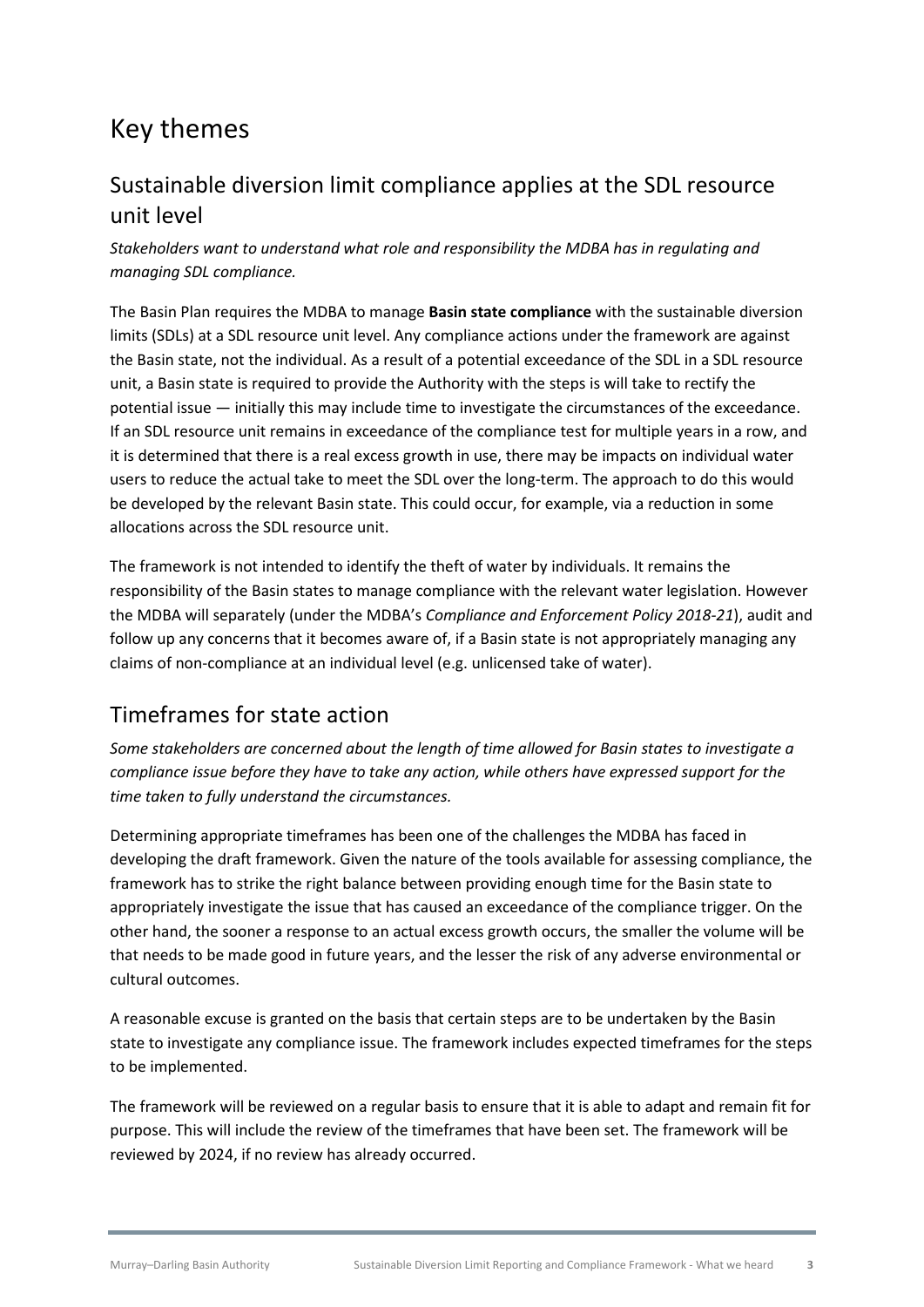# Key themes

## Sustainable diversion limit compliance applies at the SDL resource unit level

*Stakeholders want to understand what role and responsibility the MDBA has in regulating and managing SDL compliance.*

The Basin Plan requires the MDBA to manage **Basin state compliance** with the sustainable diversion limits (SDLs) at a SDL resource unit level. Any compliance actions under the framework are against the Basin state, not the individual. As a result of a potential exceedance of the SDL in a SDL resource unit, a Basin state is required to provide the Authority with the steps is will take to rectify the potential issue — initially this may include time to investigate the circumstances of the exceedance. If an SDL resource unit remains in exceedance of the compliance test for multiple years in a row, and it is determined that there is a real excess growth in use, there may be impacts on individual water users to reduce the actual take to meet the SDL over the long-term. The approach to do this would be developed by the relevant Basin state. This could occur, for example, via a reduction in some allocations across the SDL resource unit.

The framework is not intended to identify the theft of water by individuals. It remains the responsibility of the Basin states to manage compliance with the relevant water legislation. However the MDBA will separately (under the MDBA's *Compliance and Enforcement Policy 2018-21*), audit and follow up any concerns that it becomes aware of, if a Basin state is not appropriately managing any claims of non-compliance at an individual level (e.g. unlicensed take of water).

## Timeframes for state action

*Some stakeholders are concerned about the length of time allowed for Basin states to investigate a compliance issue before they have to take any action, while others have expressed support for the time taken to fully understand the circumstances.*

Determining appropriate timeframes has been one of the challenges the MDBA has faced in developing the draft framework. Given the nature of the tools available for assessing compliance, the framework has to strike the right balance between providing enough time for the Basin state to appropriately investigate the issue that has caused an exceedance of the compliance trigger. On the other hand, the sooner a response to an actual excess growth occurs, the smaller the volume will be that needs to be made good in future years, and the lesser the risk of any adverse environmental or cultural outcomes.

A reasonable excuse is granted on the basis that certain steps are to be undertaken by the Basin state to investigate any compliance issue. The framework includes expected timeframes for the steps to be implemented.

The framework will be reviewed on a regular basis to ensure that it is able to adapt and remain fit for purpose. This will include the review of the timeframes that have been set. The framework will be reviewed by 2024, if no review has already occurred.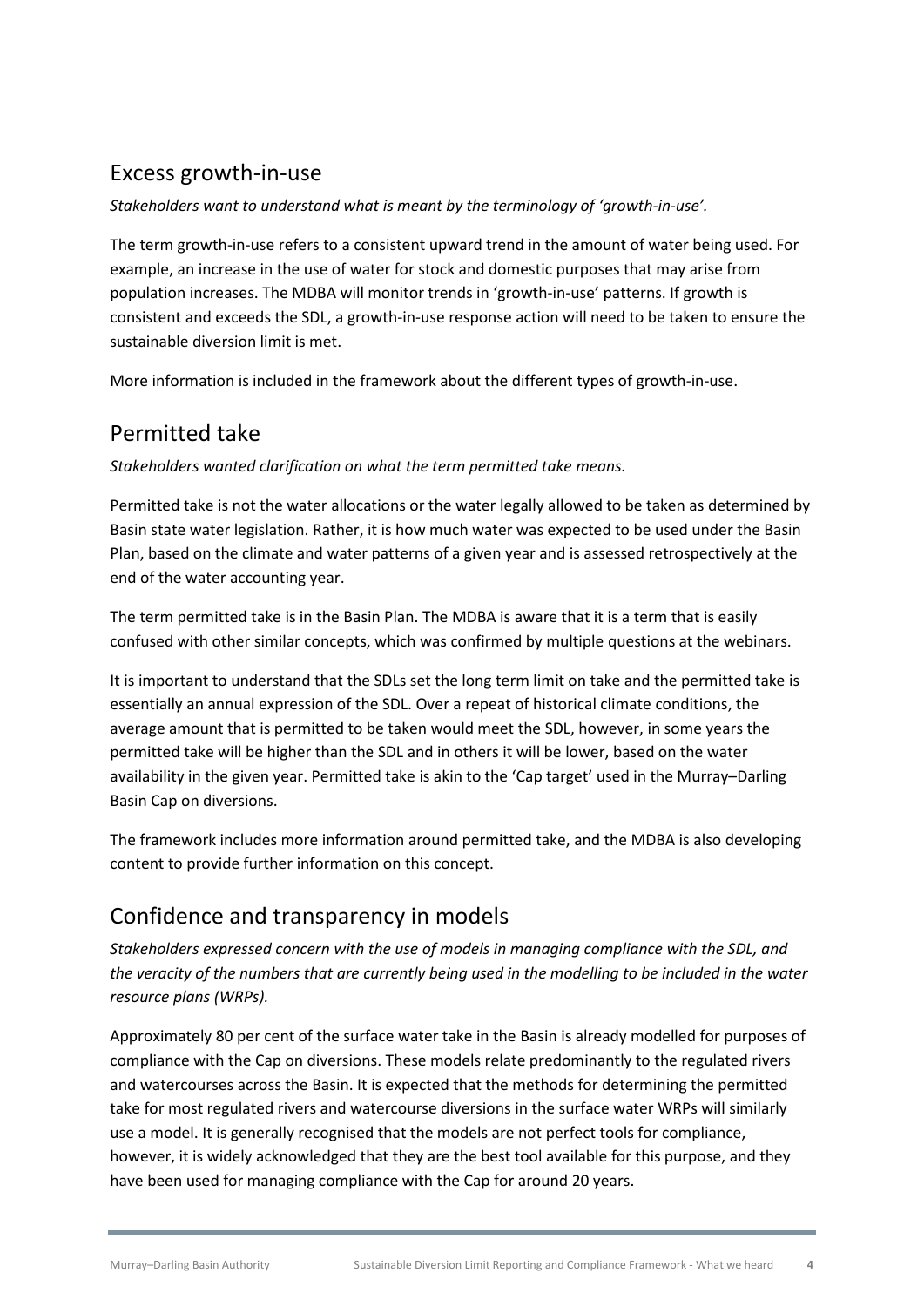## Excess growth-in-use

*Stakeholders want to understand what is meant by the terminology of 'growth-in-use'.*

The term growth-in-use refers to a consistent upward trend in the amount of water being used. For example, an increase in the use of water for stock and domestic purposes that may arise from population increases. The MDBA will monitor trends in 'growth-in-use' patterns. If growth is consistent and exceeds the SDL, a growth-in-use response action will need to be taken to ensure the sustainable diversion limit is met.

More information is included in the framework about the different types of growth-in-use.

## Permitted take

*Stakeholders wanted clarification on what the term permitted take means.*

Permitted take is not the water allocations or the water legally allowed to be taken as determined by Basin state water legislation. Rather, it is how much water was expected to be used under the Basin Plan, based on the climate and water patterns of a given year and is assessed retrospectively at the end of the water accounting year.

The term permitted take is in the Basin Plan. The MDBA is aware that it is a term that is easily confused with other similar concepts, which was confirmed by multiple questions at the webinars.

It is important to understand that the SDLs set the long term limit on take and the permitted take is essentially an annual expression of the SDL. Over a repeat of historical climate conditions, the average amount that is permitted to be taken would meet the SDL, however, in some years the permitted take will be higher than the SDL and in others it will be lower, based on the water availability in the given year. Permitted take is akin to the 'Cap target' used in the Murray–Darling Basin Cap on diversions.

The framework includes more information around permitted take, and the MDBA is also developing content to provide further information on this concept.

## Confidence and transparency in models

*Stakeholders expressed concern with the use of models in managing compliance with the SDL, and the veracity of the numbers that are currently being used in the modelling to be included in the water resource plans (WRPs).*

Approximately 80 per cent of the surface water take in the Basin is already modelled for purposes of compliance with the Cap on diversions. These models relate predominantly to the regulated rivers and watercourses across the Basin. It is expected that the methods for determining the permitted take for most regulated rivers and watercourse diversions in the surface water WRPs will similarly use a model. It is generally recognised that the models are not perfect tools for compliance, however, it is widely acknowledged that they are the best tool available for this purpose, and they have been used for managing compliance with the Cap for around 20 years.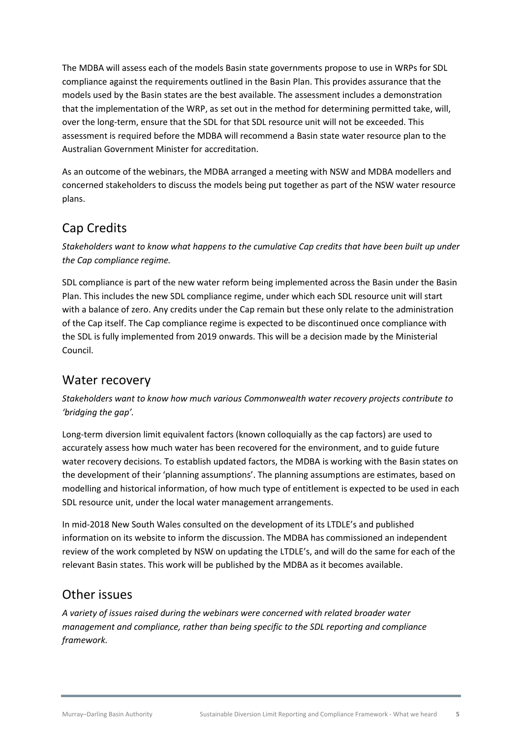The MDBA will assess each of the models Basin state governments propose to use in WRPs for SDL compliance against the requirements outlined in the Basin Plan. This provides assurance that the models used by the Basin states are the best available. The assessment includes a demonstration that the implementation of the WRP, as set out in the method for determining permitted take, will, over the long-term, ensure that the SDL for that SDL resource unit will not be exceeded. This assessment is required before the MDBA will recommend a Basin state water resource plan to the Australian Government Minister for accreditation.

As an outcome of the webinars, the MDBA arranged a meeting with NSW and MDBA modellers and concerned stakeholders to discuss the models being put together as part of the NSW water resource plans.

## Cap Credits

*Stakeholders want to know what happens to the cumulative Cap credits that have been built up under the Cap compliance regime.*

SDL compliance is part of the new water reform being implemented across the Basin under the Basin Plan. This includes the new SDL compliance regime, under which each SDL resource unit will start with a balance of zero. Any credits under the Cap remain but these only relate to the administration of the Cap itself. The Cap compliance regime is expected to be discontinued once compliance with the SDL is fully implemented from 2019 onwards. This will be a decision made by the Ministerial Council.

## Water recovery

*Stakeholders want to know how much various Commonwealth water recovery projects contribute to 'bridging the gap'.*

Long-term diversion limit equivalent factors (known colloquially as the cap factors) are used to accurately assess how much water has been recovered for the environment, and to guide future water recovery decisions. To establish updated factors, the MDBA is working with the Basin states on the development of their 'planning assumptions'. The planning assumptions are estimates, based on modelling and historical information, of how much type of entitlement is expected to be used in each SDL resource unit, under the local water management arrangements.

In mid-2018 New South Wales consulted on the development of its LTDLE's and published information on its website to inform the discussion. The MDBA has commissioned an independent review of the work completed by NSW on updating the LTDLE's, and will do the same for each of the relevant Basin states. This work will be published by the MDBA as it becomes available.

## Other issues

*A variety of issues raised during the webinars were concerned with related broader water management and compliance, rather than being specific to the SDL reporting and compliance framework.*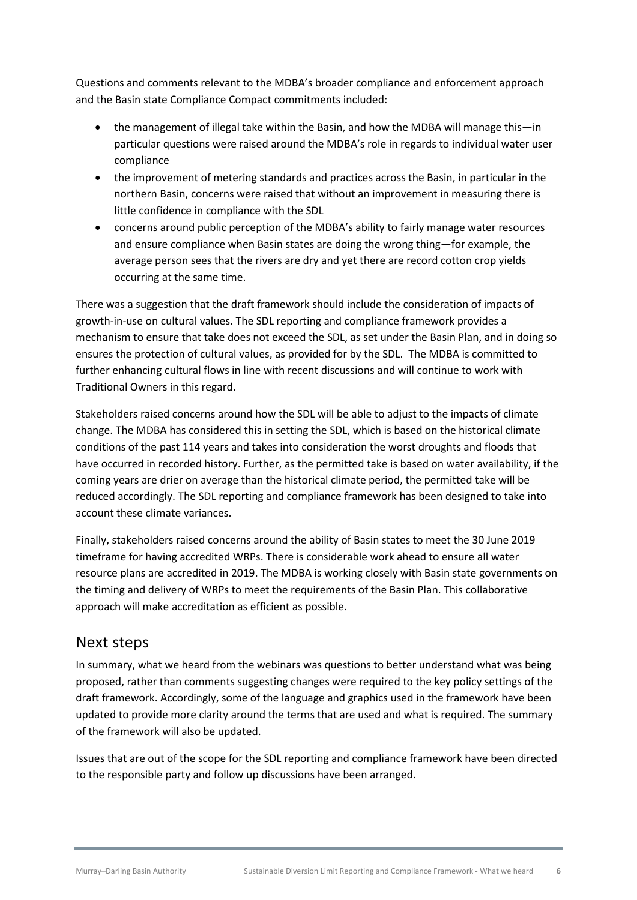Questions and comments relevant to the MDBA's broader compliance and enforcement approach and the Basin state Compliance Compact commitments included:

- the management of illegal take within the Basin, and how the MDBA will manage this—in particular questions were raised around the MDBA's role in regards to individual water user compliance
- the improvement of metering standards and practices across the Basin, in particular in the northern Basin, concerns were raised that without an improvement in measuring there is little confidence in compliance with the SDL
- concerns around public perception of the MDBA's ability to fairly manage water resources and ensure compliance when Basin states are doing the wrong thing—for example, the average person sees that the rivers are dry and yet there are record cotton crop yields occurring at the same time.

There was a suggestion that the draft framework should include the consideration of impacts of growth-in-use on cultural values. The SDL reporting and compliance framework provides a mechanism to ensure that take does not exceed the SDL, as set under the Basin Plan, and in doing so ensures the protection of cultural values, as provided for by the SDL. The MDBA is committed to further enhancing cultural flows in line with recent discussions and will continue to work with Traditional Owners in this regard.

Stakeholders raised concerns around how the SDL will be able to adjust to the impacts of climate change. The MDBA has considered this in setting the SDL, which is based on the historical climate conditions of the past 114 years and takes into consideration the worst droughts and floods that have occurred in recorded history. Further, as the permitted take is based on water availability, if the coming years are drier on average than the historical climate period, the permitted take will be reduced accordingly. The SDL reporting and compliance framework has been designed to take into account these climate variances.

Finally, stakeholders raised concerns around the ability of Basin states to meet the 30 June 2019 timeframe for having accredited WRPs. There is considerable work ahead to ensure all water resource plans are accredited in 2019. The MDBA is working closely with Basin state governments on the timing and delivery of WRPs to meet the requirements of the Basin Plan. This collaborative approach will make accreditation as efficient as possible.

## Next steps

In summary, what we heard from the webinars was questions to better understand what was being proposed, rather than comments suggesting changes were required to the key policy settings of the draft framework. Accordingly, some of the language and graphics used in the framework have been updated to provide more clarity around the terms that are used and what is required. The summary of the framework will also be updated.

Issues that are out of the scope for the SDL reporting and compliance framework have been directed to the responsible party and follow up discussions have been arranged.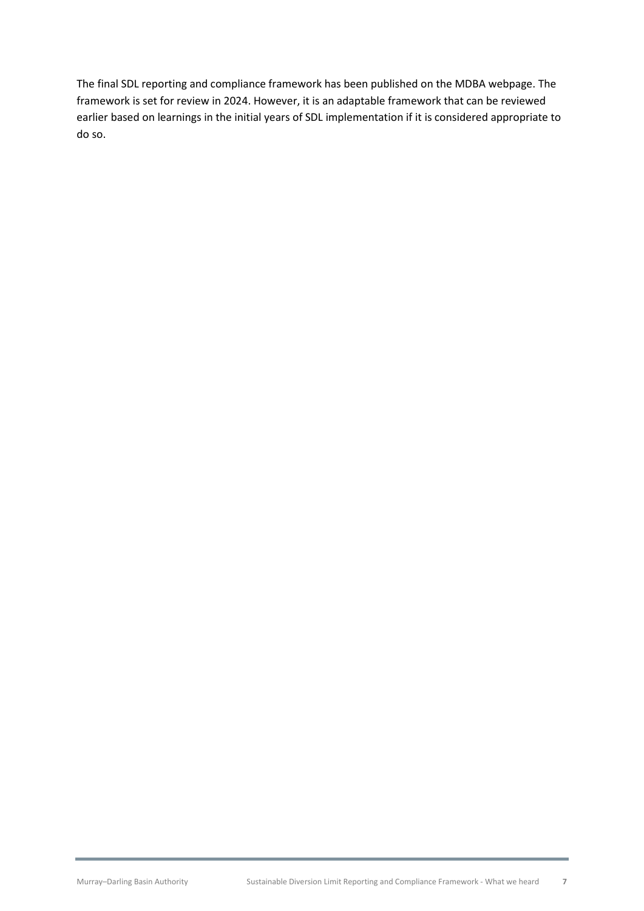The final SDL reporting and compliance framework has been published on the MDBA webpage. The framework is set for review in 2024. However, it is an adaptable framework that can be reviewed earlier based on learnings in the initial years of SDL implementation if it is considered appropriate to do so.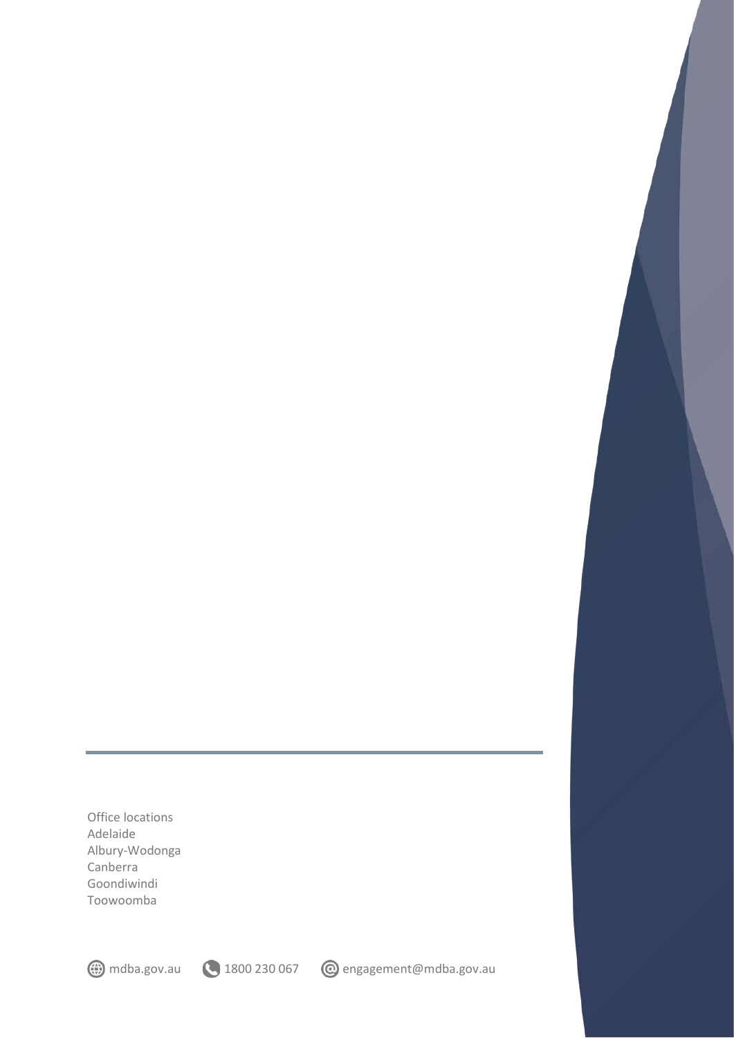Office locations
Adelaide
Albury-Wodonga
Canberra
Goondiwindi
Toowoomba

mdba.gov.au 1800 230 067 engagement@mdba.gov.au